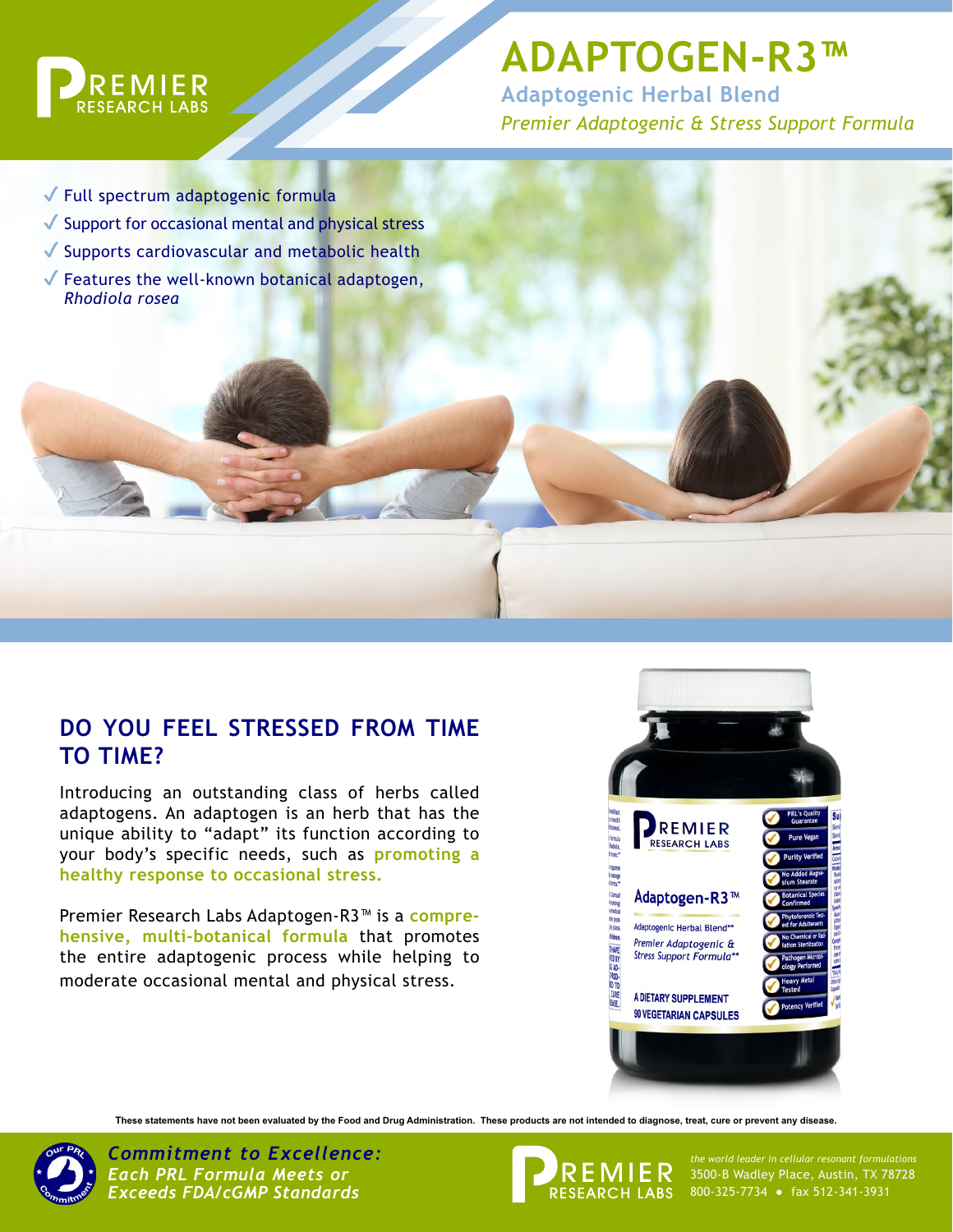PREMIER RESEARCH LABS

# ADAPTOGEN-R3™

**Adaptogenic Herbal Blend**

*Premier Adaptogenic & Stress Support Formula*

- ✓ Full spectrum adaptogenic formula
- ✓ Support for occasional mental and physical stress
- ✓ Supports cardiovascular and metabolic health
- ✓ Features the well-known botanical adaptogen, *Rhodiola rosea*

## DO YOU FEEL STRESSED FROM TIME TO TIME?

Introducing an outstanding class of herbs called adaptogens. An adaptogen is an herb that has the unique ability to "adapt" its function according to your body's specific needs, such as **promoting a healthy response to occasional stress.**

Premier Research Labs Adaptogen-R3™ is a **comprehensive, multi-botanical formula** that promotes the entire adaptogenic process while helping to moderate occasional mental and physical stress.

**These statements have not been evaluated by the Food and Drug Administration. These products are not intended to diagnose, treat, cure or prevent any disease.**

***Commitment to Excellence: Each PRL Formula Meets or Exceeds FDA/cGMP Standards***

PREMIER RESEARCH LABS

*the world leader in cellular resonant formulations*

3500-B Wadley Place, Austin, TX 78728

800-325-7734 • fax 512-341-3931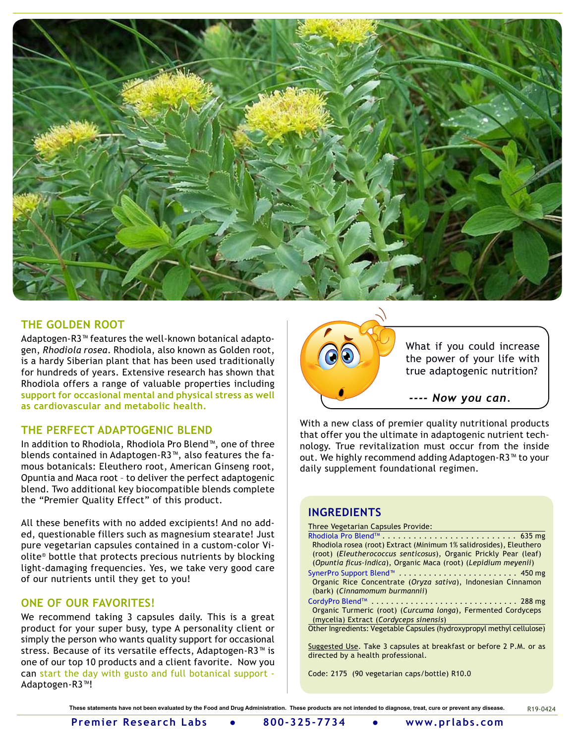## THE GOLDEN ROOT

Adaptogen-R3™ features the well-known botanical adaptogen, *Rhodiola rosea*. Rhodiola, also known as Golden root, is a hardy Siberian plant that has been used traditionally for hundreds of years. Extensive research has shown that Rhodiola offers a range of valuable properties including **support for occasional mental and physical stress as well as cardiovascular and metabolic health.**

## THE PERFECT ADAPTOGENIC BLEND

In addition to Rhodiola, Rhodiola Pro Blend™, one of three blends contained in Adaptogen-R3™, also features the famous botanicals: Eleuthero root, American Ginseng root, Opuntia and Maca root – to deliver the perfect adaptogenic blend. Two additional key biocompatible blends complete the "Premier Quality Effect" of this product.

All these benefits with no added excipients! And no added, questionable fillers such as magnesium stearate! Just pure vegetarian capsules contained in a custom-color Violite® bottle that protects precious nutrients by blocking light-damaging frequencies. Yes, we take very good care of our nutrients until they get to you!

## ONE OF OUR FAVORITES!

We recommend taking 3 capsules daily. This is a great product for your super busy, type A personality client or simply the person who wants quality support for occasional stress. Because of its versatile effects, Adaptogen-R3™ is one of our top 10 products and a client favorite. Now you can start the day with gusto and full botanical support - Adaptogen-R3™!

What if you could increase the power of your life with true adaptogenic nutrition?

***---- Now you can.***

With a new class of premier quality nutritional products that offer you the ultimate in adaptogenic nutrient technology. True revitalization must occur from the inside out. We highly recommend adding Adaptogen-R3™ to your daily supplement foundational regimen.

## INGREDIENTS

Three Vegetarian Capsules Provide:

Rhodiola Pro Blend™ .......................... 635 mg
Rhodiola rosea (root) Extract (Minimum 1% salidrosides), Eleuthero (root) (*Eleutherococcus senticosus*), Organic Prickly Pear (leaf) (*Opuntia ficus-indica*), Organic Maca (root) (*Lepidium meyenii*)

SynerPro Support Blend™ ........................ 450 mg
Organic Rice Concentrate (*Oryza sativa*), Indonesian Cinnamon (bark) (*Cinnamomum burmannii*)

CordyPro Blend™ .............................. 288 mg
Organic Turmeric (root) (*Curcuma longa*), Fermented Cordyceps (mycelia) Extract (*Cordyceps sinensis*)

Other Ingredients: Vegetable Capsules (hydroxypropyl methyl cellulose)

Suggested Use. Take 3 capsules at breakfast or before 2 P.M. or as directed by a health professional.

Code: 2175 (90 vegetarian caps/bottle) R10.0

**These statements have not been evaluated by the Food and Drug Administration. These products are not intended to diagnose, treat, cure or prevent any disease.** R19-0424

**Premier Research Labs • 800-325-7734 • www.prlabs.com**